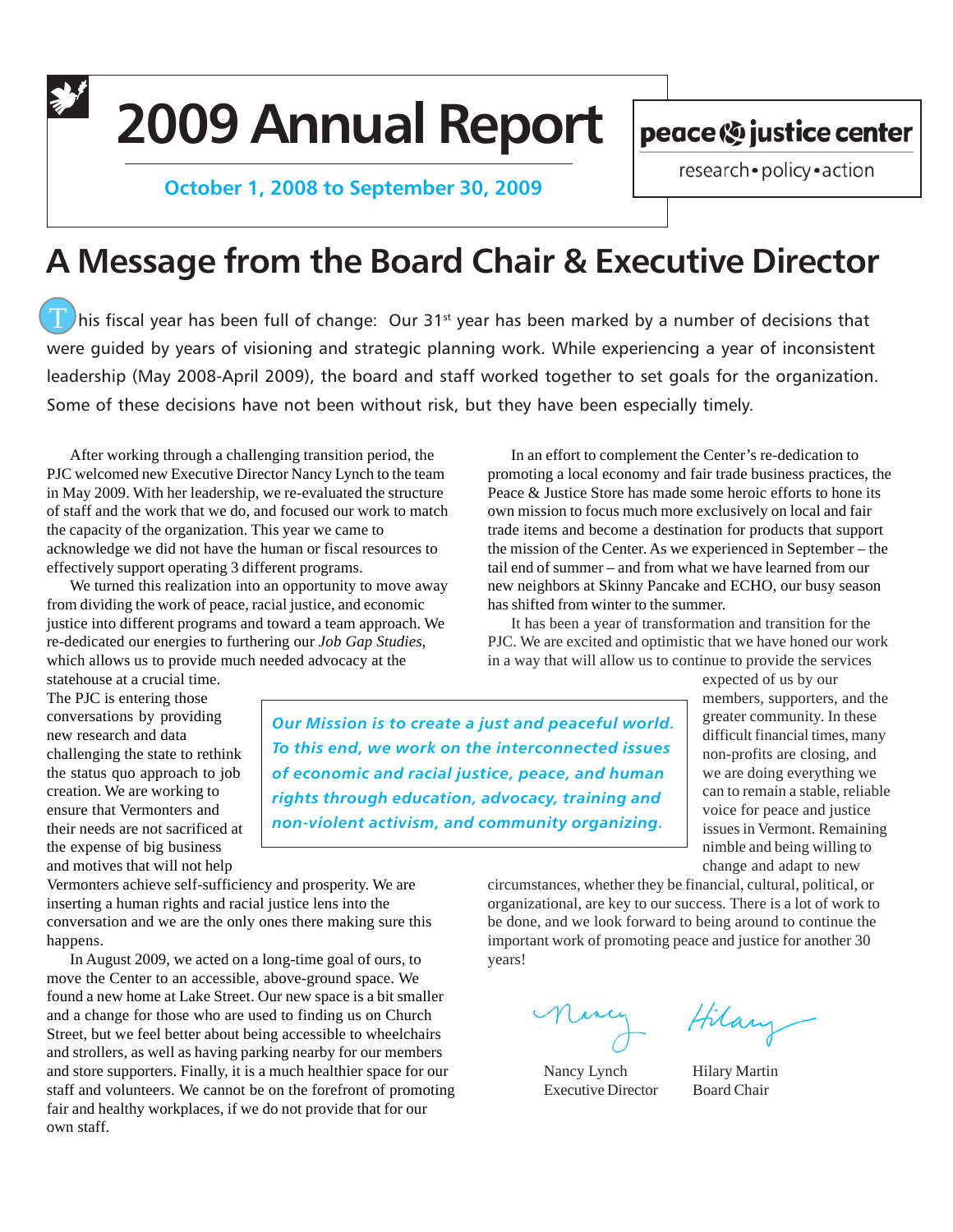# 2009 Annual Report

**October 1, 2008 to September 30, 2009**

peace & justice center

research • policy • action

## A Message from the Board Chair & Executive Director

This fiscal year has been full of change: Our 31st year has been marked by a number of decisions that were guided by years of visioning and strategic planning work. While experiencing a year of inconsistent leadership (May 2008-April 2009), the board and staff worked together to set goals for the organization. Some of these decisions have not been without risk, but they have been especially timely.

After working through a challenging transition period, the PJC welcomed new Executive Director Nancy Lynch to the team in May 2009. With her leadership, we re-evaluated the structure of staff and the work that we do, and focused our work to match the capacity of the organization. This year we came to acknowledge we did not have the human or fiscal resources to effectively support operating 3 different programs.

We turned this realization into an opportunity to move away from dividing the work of peace, racial justice, and economic justice into different programs and toward a team approach. We re-dedicated our energies to furthering our *Job Gap Studies*, which allows us to provide much needed advocacy at the statehouse at a crucial time. The PJC is entering those conversations by providing new research and data challenging the state to rethink the status quo approach to job creation. We are working to ensure that Vermonters and their needs are not sacrificed at the expense of big business and motives that will not help Vermonters achieve self-sufficiency and prosperity. We are inserting a human rights and racial justice lens into the conversation and we are the only ones there making sure this happens.

In August 2009, we acted on a long-time goal of ours, to move the Center to an accessible, above-ground space. We found a new home at Lake Street. Our new space is a bit smaller and a change for those who are used to finding us on Church Street, but we feel better about being accessible to wheelchairs and strollers, as well as having parking nearby for our members and store supporters. Finally, it is a much healthier space for our staff and volunteers. We cannot be on the forefront of promoting fair and healthy workplaces, if we do not provide that for our own staff.

*Our Mission is to create a just and peaceful world. To this end, we work on the interconnected issues of economic and racial justice, peace, and human rights through education, advocacy, training and non-violent activism, and community organizing.*

In an effort to complement the Center's re-dedication to promoting a local economy and fair trade business practices, the Peace & Justice Store has made some heroic efforts to hone its own mission to focus much more exclusively on local and fair trade items and become a destination for products that support the mission of the Center. As we experienced in September – the tail end of summer – and from what we have learned from our new neighbors at Skinny Pancake and ECHO, our busy season has shifted from winter to the summer.

It has been a year of transformation and transition for the PJC. We are excited and optimistic that we have honed our work in a way that will allow us to continue to provide the services expected of us by our members, supporters, and the greater community. In these difficult financial times, many non-profits are closing, and we are doing everything we can to remain a stable, reliable voice for peace and justice issues in Vermont. Remaining nimble and being willing to change and adapt to new circumstances, whether they be financial, cultural, political, or organizational, are key to our success. There is a lot of work to be done, and we look forward to being around to continue the important work of promoting peace and justice for another 30 years!

Nancy Lynch
Executive Director

Hilary Martin
Board Chair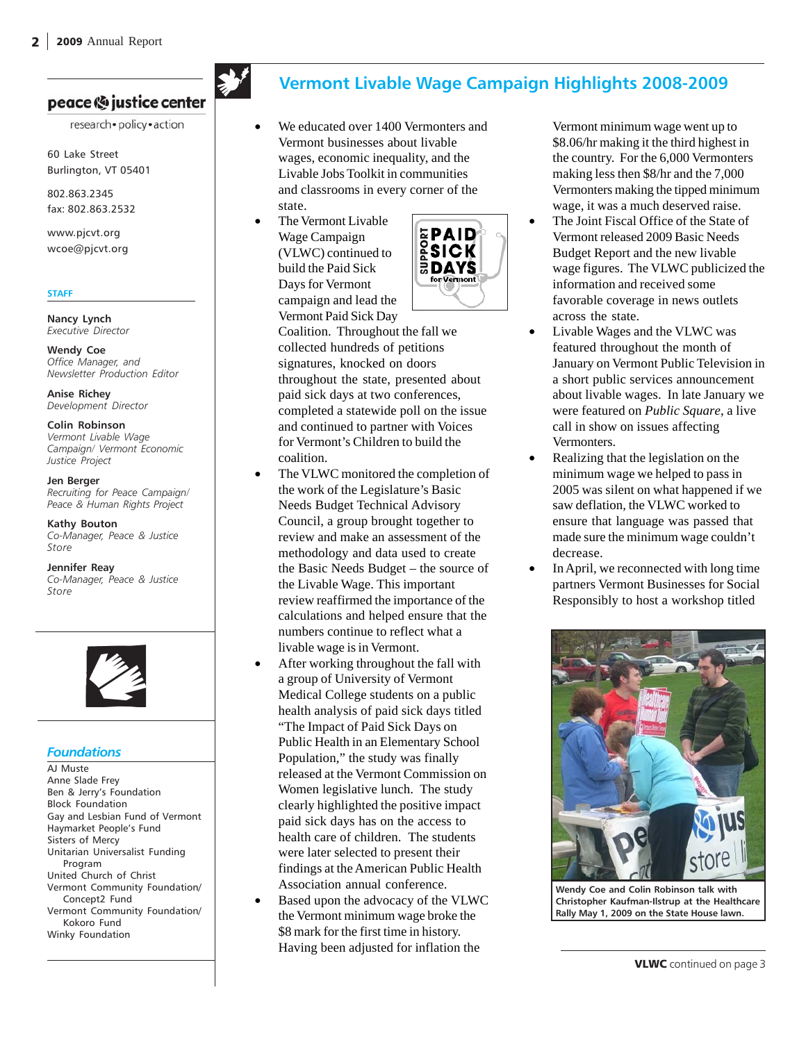**peace & justice center**

research • policy • action

60 Lake Street
Burlington, VT 05401

802.863.2345
fax: 802.863.2532

www.pjcvt.org
wcoe@pjcvt.org

**STAFF**

**Nancy Lynch**
*Executive Director*

**Wendy Coe**
*Office Manager, and Newsletter Production Editor*

**Anise Richey**
*Development Director*

**Colin Robinson**
*Vermont Livable Wage Campaign/ Vermont Economic Justice Project*

**Jen Berger**
*Recruiting for Peace Campaign/ Peace & Human Rights Project*

**Kathy Bouton**
*Co-Manager, Peace & Justice Store*

**Jennifer Reay**
*Co-Manager, Peace & Justice Store*

## *Foundations*

AJ Muste
Anne Slade Frey
Ben & Jerry's Foundation
Block Foundation
Gay and Lesbian Fund of Vermont
Haymarket People's Fund
Sisters of Mercy
Unitarian Universalist Funding Program
United Church of Christ
Vermont Community Foundation/ Concept2 Fund
Vermont Community Foundation/ Kokoro Fund
Winky Foundation

# Vermont Livable Wage Campaign Highlights 2008-2009

- We educated over 1400 Vermonters and Vermont businesses about livable wages, economic inequality, and the Livable Jobs Toolkit in communities and classrooms in every corner of the state.
- The Vermont Livable Wage Campaign (VLWC) continued to build the Paid Sick Days for Vermont campaign and lead the Vermont Paid Sick Day Coalition. Throughout the fall we collected hundreds of petitions signatures, knocked on doors throughout the state, presented about paid sick days at two conferences, completed a statewide poll on the issue and continued to partner with Voices for Vermont's Children to build the coalition.
- The VLWC monitored the completion of the work of the Legislature's Basic Needs Budget Technical Advisory Council, a group brought together to review and make an assessment of the methodology and data used to create the Basic Needs Budget – the source of the Livable Wage. This important review reaffirmed the importance of the calculations and helped ensure that the numbers continue to reflect what a livable wage is in Vermont.
- After working throughout the fall with a group of University of Vermont Medical College students on a public health analysis of paid sick days titled "The Impact of Paid Sick Days on Public Health in an Elementary School Population," the study was finally released at the Vermont Commission on Women legislative lunch. The study clearly highlighted the positive impact paid sick days has on the access to health care of children. The students were later selected to present their findings at the American Public Health Association annual conference.
- Based upon the advocacy of the VLWC the Vermont minimum wage broke the $8 mark for the first time in history. Having been adjusted for inflation the Vermont minimum wage went up to $8.06/hr making it the third highest in the country. For the 6,000 Vermonters making less then $8/hr and the 7,000 Vermonters making the tipped minimum wage, it was a much deserved raise.
- The Joint Fiscal Office of the State of Vermont released 2009 Basic Needs Budget Report and the new livable wage figures. The VLWC publicized the information and received some favorable coverage in news outlets across the state.
- Livable Wages and the VLWC was featured throughout the month of January on Vermont Public Television in a short public services announcement about livable wages. In late January we were featured on *Public Square*, a live call in show on issues affecting Vermonters.
- Realizing that the legislation on the minimum wage we helped to pass in 2005 was silent on what happened if we saw deflation, the VLWC worked to ensure that language was passed that made sure the minimum wage couldn't decrease.
- In April, we reconnected with long time partners Vermont Businesses for Social Responsibly to host a workshop titled

**Wendy Coe and Colin Robinson talk with Christopher Kaufman-Ilstrup at the Healthcare Rally May 1, 2009 on the State House lawn.**

**VLWC** continued on page 3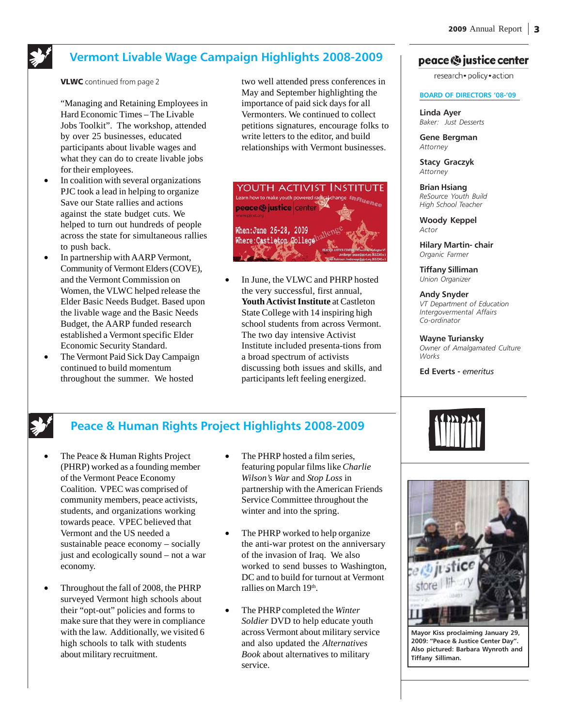## Vermont Livable Wage Campaign Highlights 2008-2009

**VLWC** continued from page 2

"Managing and Retaining Employees in Hard Economic Times – The Livable Jobs Toolkit". The workshop, attended by over 25 businesses, educated participants about livable wages and what they can do to create livable jobs for their employees.

- In coalition with several organizations PJC took a lead in helping to organize Save our State rallies and actions against the state budget cuts. We helped to turn out hundreds of people across the state for simultaneous rallies to push back.
- In partnership with AARP Vermont, Community of Vermont Elders (COVE), and the Vermont Commission on Women, the VLWC helped release the Elder Basic Needs Budget. Based upon the livable wage and the Basic Needs Budget, the AARP funded research established a Vermont specific Elder Economic Security Standard.
- The Vermont Paid Sick Day Campaign continued to build momentum throughout the summer. We hosted two well attended press conferences in May and September highlighting the importance of paid sick days for all Vermonters. We continued to collect petitions signatures, encourage folks to write letters to the editor, and build relationships with Vermont businesses.

YOUTH ACTIVIST INSTITUTE
Learn how to make youth powered radical change
When: June 26-28, 2009
Where: Castleton College

- In June, the VLWC and PHRP hosted the very successful, first annual, **Youth Activist Institute** at Castleton State College with 14 inspiring high school students from across Vermont. The two day intensive Activist Institute included presenta-tions from a broad spectrum of activists discussing both issues and skills, and participants left feeling energized.

## Peace & Human Rights Project Highlights 2008-2009

- The Peace & Human Rights Project (PHRP) worked as a founding member of the Vermont Peace Economy Coalition. VPEC was comprised of community members, peace activists, students, and organizations working towards peace. VPEC believed that Vermont and the US needed a sustainable peace economy – socially just and ecologically sound – not a war economy.
- Throughout the fall of 2008, the PHRP surveyed Vermont high schools about their "opt-out" policies and forms to make sure that they were in compliance with the law. Additionally, we visited 6 high schools to talk with students about military recruitment.
- The PHRP hosted a film series, featuring popular films like *Charlie Wilson's War* and *Stop Loss* in partnership with the American Friends Service Committee throughout the winter and into the spring.
- The PHRP worked to help organize the anti-war protest on the anniversary of the invasion of Iraq. We also worked to send busses to Washington, DC and to build for turnout at Vermont rallies on March 19th.
- The PHRP completed the *Winter Soldier* DVD to help educate youth across Vermont about military service and also updated the *Alternatives Book* about alternatives to military service.

---

**peace & justice center**
research • policy • action

**BOARD OF DIRECTORS '08-'09**

**Linda Ayer**
*Baker: Just Desserts*

**Gene Bergman**
*Attorney*

**Stacy Graczyk**
*Attorney*

**Brian Hsiang**
*ReSource Youth Build High School Teacher*

**Woody Keppel**
*Actor*

**Hilary Martin- chair**
*Organic Farmer*

**Tiffany Silliman**
*Union Organizer*

**Andy Snyder**
*VT Department of Education Intergovermental Affairs Co-ordinator*

**Wayne Turiansky**
*Owner of Amalgamated Culture Works*

**Ed Everts** - *emeritus*

Mayor Kiss proclaiming January 29, 2009: "Peace & Justice Center Day". Also pictured: Barbara Wynroth and Tiffany Silliman.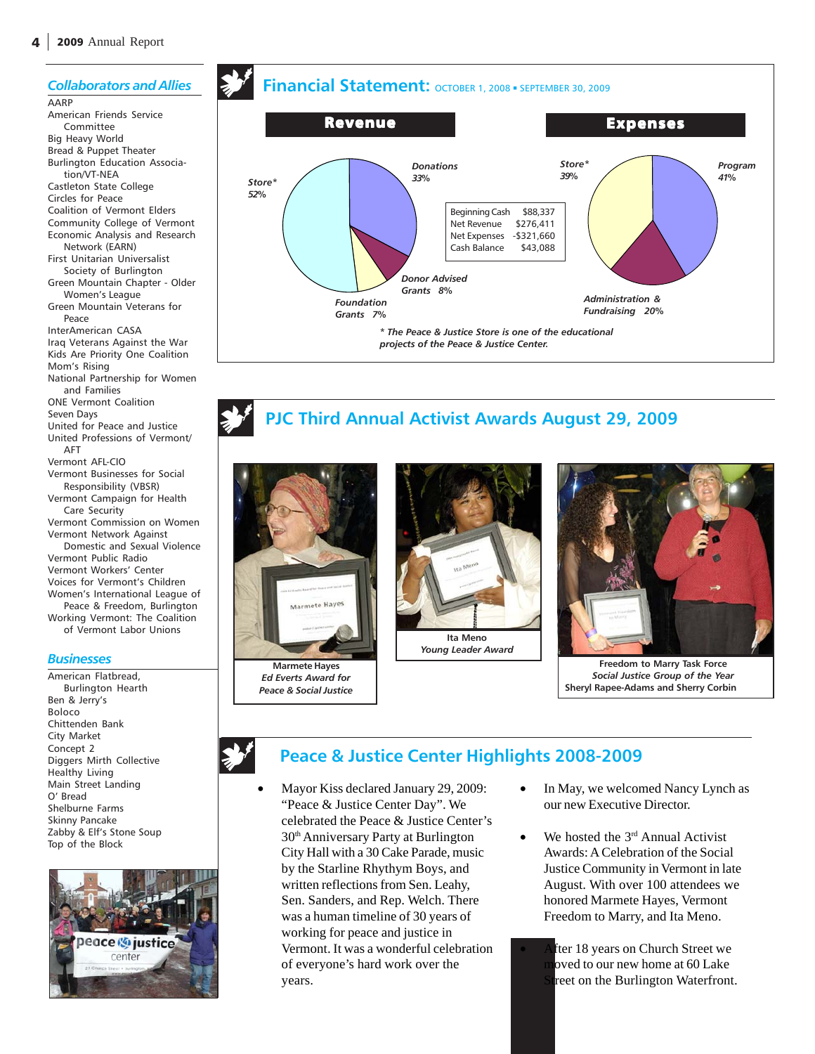## Collaborators and Allies

AARP
American Friends Service Committee
Big Heavy World
Bread & Puppet Theater
Burlington Education Association/VT-NEA
Castleton State College
Circles for Peace
Coalition of Vermont Elders
Community College of Vermont
Economic Analysis and Research Network (EARN)
First Unitarian Universalist Society of Burlington
Green Mountain Chapter - Older Women's League
Green Mountain Veterans for Peace
InterAmerican CASA
Iraq Veterans Against the War
Kids Are Priority One Coalition
Mom's Rising
National Partnership for Women and Families
ONE Vermont Coalition
Seven Days
United for Peace and Justice
United Professions of Vermont/AFT
Vermont AFL-CIO
Vermont Businesses for Social Responsibility (VBSR)
Vermont Campaign for Health Care Security
Vermont Commission on Women
Vermont Network Against Domestic and Sexual Violence
Vermont Public Radio
Vermont Workers' Center
Voices for Vermont's Children
Women's International League of Peace & Freedom, Burlington
Working Vermont: The Coalition of Vermont Labor Unions

## Businesses

American Flatbread, Burlington Hearth
Ben & Jerry's
Boloco
Chittenden Bank
City Market
Concept 2
Diggers Mirth Collective
Healthy Living
Main Street Landing
O' Bread
Shelburne Farms
Skinny Pancake
Zabby & Elf's Stone Soup
Top of the Block

## Financial Statement: OCTOBER 1, 2008 ▪ SEPTEMBER 30, 2009

**Revenue**

Store* 52%
Donations 33%
Donor Advised Grants 8%
Foundation Grants 7%

**Expenses**

Store* 39%
Program 41%
Administration & Fundraising 20%

| | |
|---|---|
| Beginning Cash | $88,337 |
| Net Revenue | $276,411 |
| Net Expenses | -$321,660 |
| Cash Balance | $43,088 |

*\* The Peace & Justice Store is one of the educational projects of the Peace & Justice Center.*

## PJC Third Annual Activist Awards August 29, 2009

**Marmete Hayes**
*Ed Everts Award for Peace & Social Justice*

**Ita Meno**
*Young Leader Award*

**Freedom to Marry Task Force**
*Social Justice Group of the Year*
**Sheryl Rapee-Adams and Sherry Corbin**

## Peace & Justice Center Highlights 2008-2009

- Mayor Kiss declared January 29, 2009: "Peace & Justice Center Day". We celebrated the Peace & Justice Center's 30th Anniversary Party at Burlington City Hall with a 30 Cake Parade, music by the Starline Rhythym Boys, and written reflections from Sen. Leahy, Sen. Sanders, and Rep. Welch. There was a human timeline of 30 years of working for peace and justice in Vermont. It was a wonderful celebration of everyone's hard work over the years.
- In May, we welcomed Nancy Lynch as our new Executive Director.
- We hosted the 3rd Annual Activist Awards: A Celebration of the Social Justice Community in Vermont in late August. With over 100 attendees we honored Marmete Hayes, Vermont Freedom to Marry, and Ita Meno.
- After 18 years on Church Street we moved to our new home at 60 Lake Street on the Burlington Waterfront.